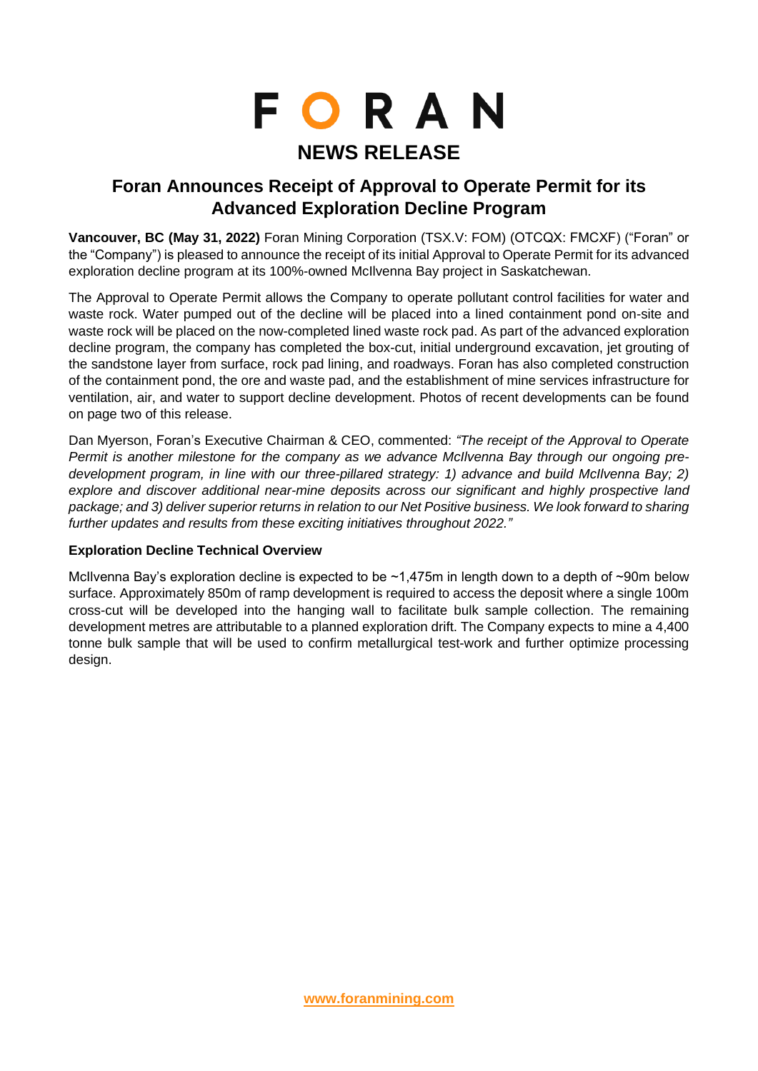# FORAN

## NEWS RELEASE

## Foran Announces Receipt of Approval to Operate Permit for its Advanced Exploration Decline Program

**Vancouver, BC (May 31, 2022)** Foran Mining Corporation (TSX.V: FOM) (OTCQX: FMCXF) ("Foran" or the "Company") is pleased to announce the receipt of its initial Approval to Operate Permit for its advanced exploration decline program at its 100%-owned McIlvenna Bay project in Saskatchewan.

The Approval to Operate Permit allows the Company to operate pollutant control facilities for water and waste rock. Water pumped out of the decline will be placed into a lined containment pond on-site and waste rock will be placed on the now-completed lined waste rock pad. As part of the advanced exploration decline program, the company has completed the box-cut, initial underground excavation, jet grouting of the sandstone layer from surface, rock pad lining, and roadways. Foran has also completed construction of the containment pond, the ore and waste pad, and the establishment of mine services infrastructure for ventilation, air, and water to support decline development. Photos of recent developments can be found on page two of this release.

Dan Myerson, Foran's Executive Chairman & CEO, commented: *"The receipt of the Approval to Operate Permit is another milestone for the company as we advance McIlvenna Bay through our ongoing pre-development program, in line with our three-pillared strategy: 1) advance and build McIlvenna Bay; 2) explore and discover additional near-mine deposits across our significant and highly prospective land package; and 3) deliver superior returns in relation to our Net Positive business. We look forward to sharing further updates and results from these exciting initiatives throughout 2022."*

### Exploration Decline Technical Overview

McIlvenna Bay's exploration decline is expected to be ~1,475m in length down to a depth of ~90m below surface. Approximately 850m of ramp development is required to access the deposit where a single 100m cross-cut will be developed into the hanging wall to facilitate bulk sample collection. The remaining development metres are attributable to a planned exploration drift. The Company expects to mine a 4,400 tonne bulk sample that will be used to confirm metallurgical test-work and further optimize processing design.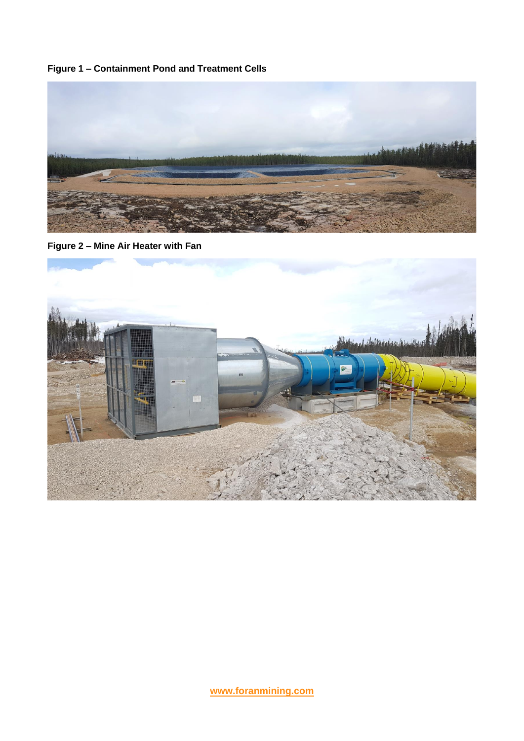**Figure 1 – Containment Pond and Treatment Cells**

**Figure 2 – Mine Air Heater with Fan**

www.foranmining.com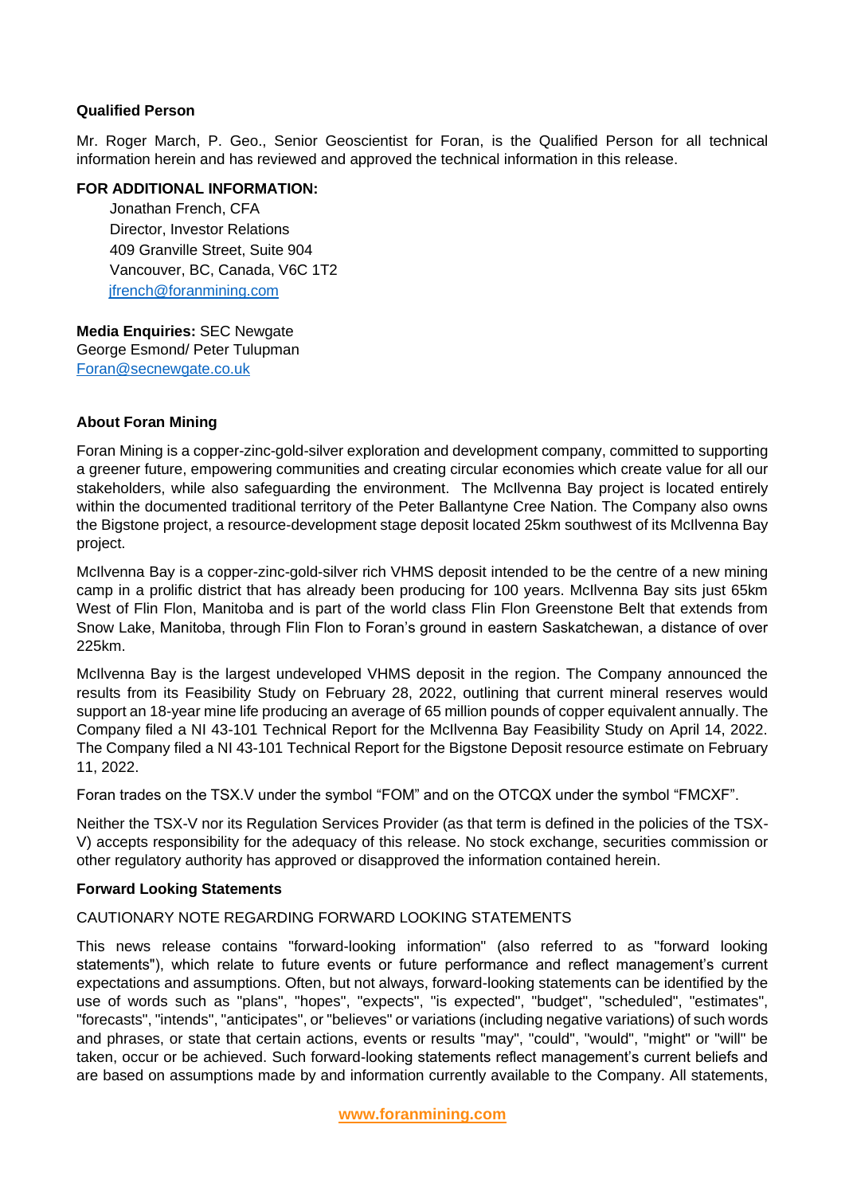### Qualified Person

Mr. Roger March, P. Geo., Senior Geoscientist for Foran, is the Qualified Person for all technical information herein and has reviewed and approved the technical information in this release.

**FOR ADDITIONAL INFORMATION:**

Jonathan French, CFA
Director, Investor Relations
409 Granville Street, Suite 904
Vancouver, BC, Canada, V6C 1T2
jfrench@foranmining.com

**Media Enquiries:** SEC Newgate
George Esmond/ Peter Tulupman
Foran@secnewgate.co.uk

### About Foran Mining

Foran Mining is a copper-zinc-gold-silver exploration and development company, committed to supporting a greener future, empowering communities and creating circular economies which create value for all our stakeholders, while also safeguarding the environment. The McIlvenna Bay project is located entirely within the documented traditional territory of the Peter Ballantyne Cree Nation. The Company also owns the Bigstone project, a resource-development stage deposit located 25km southwest of its McIlvenna Bay project.

McIlvenna Bay is a copper-zinc-gold-silver rich VHMS deposit intended to be the centre of a new mining camp in a prolific district that has already been producing for 100 years. McIlvenna Bay sits just 65km West of Flin Flon, Manitoba and is part of the world class Flin Flon Greenstone Belt that extends from Snow Lake, Manitoba, through Flin Flon to Foran's ground in eastern Saskatchewan, a distance of over 225km.

McIlvenna Bay is the largest undeveloped VHMS deposit in the region. The Company announced the results from its Feasibility Study on February 28, 2022, outlining that current mineral reserves would support an 18-year mine life producing an average of 65 million pounds of copper equivalent annually. The Company filed a NI 43-101 Technical Report for the McIlvenna Bay Feasibility Study on April 14, 2022. The Company filed a NI 43-101 Technical Report for the Bigstone Deposit resource estimate on February 11, 2022.

Foran trades on the TSX.V under the symbol "FOM" and on the OTCQX under the symbol "FMCXF".

Neither the TSX-V nor its Regulation Services Provider (as that term is defined in the policies of the TSX-V) accepts responsibility for the adequacy of this release. No stock exchange, securities commission or other regulatory authority has approved or disapproved the information contained herein.

### Forward Looking Statements

CAUTIONARY NOTE REGARDING FORWARD LOOKING STATEMENTS

This news release contains "forward-looking information" (also referred to as "forward looking statements"), which relate to future events or future performance and reflect management's current expectations and assumptions. Often, but not always, forward-looking statements can be identified by the use of words such as "plans", "hopes", "expects", "is expected", "budget", "scheduled", "estimates", "forecasts", "intends", "anticipates", or "believes" or variations (including negative variations) of such words and phrases, or state that certain actions, events or results "may", "could", "would", "might" or "will" be taken, occur or be achieved. Such forward-looking statements reflect management's current beliefs and are based on assumptions made by and information currently available to the Company. All statements,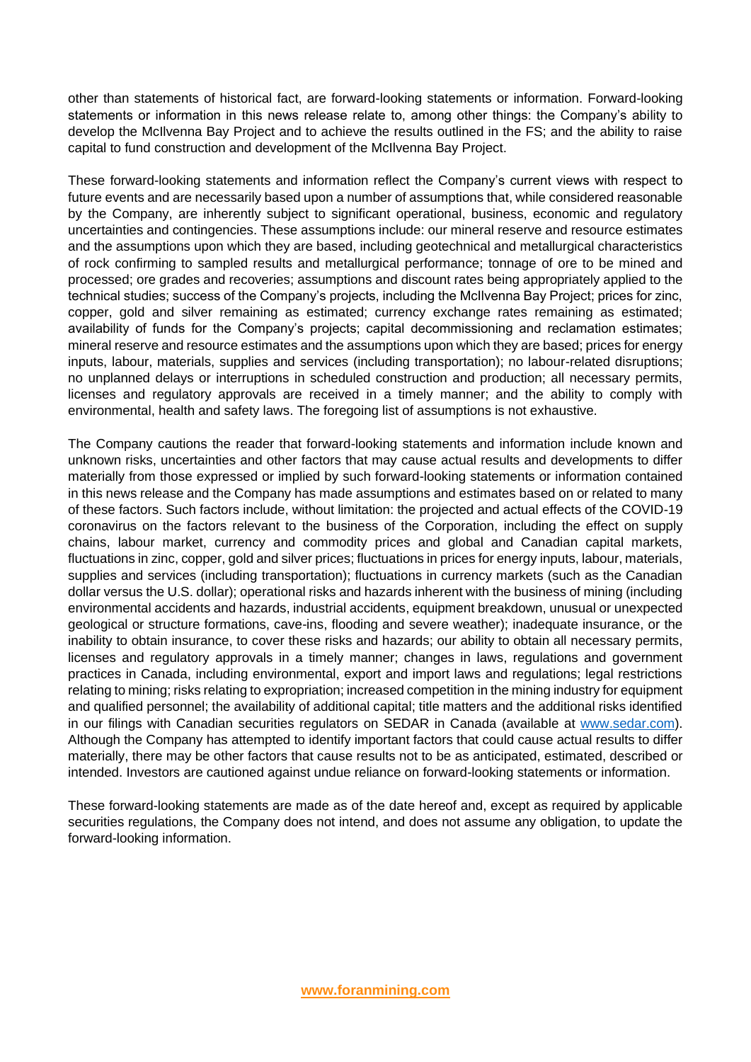other than statements of historical fact, are forward-looking statements or information. Forward-looking statements or information in this news release relate to, among other things: the Company's ability to develop the McIlvenna Bay Project and to achieve the results outlined in the FS; and the ability to raise capital to fund construction and development of the McIlvenna Bay Project.

These forward-looking statements and information reflect the Company's current views with respect to future events and are necessarily based upon a number of assumptions that, while considered reasonable by the Company, are inherently subject to significant operational, business, economic and regulatory uncertainties and contingencies. These assumptions include: our mineral reserve and resource estimates and the assumptions upon which they are based, including geotechnical and metallurgical characteristics of rock confirming to sampled results and metallurgical performance; tonnage of ore to be mined and processed; ore grades and recoveries; assumptions and discount rates being appropriately applied to the technical studies; success of the Company's projects, including the McIlvenna Bay Project; prices for zinc, copper, gold and silver remaining as estimated; currency exchange rates remaining as estimated; availability of funds for the Company's projects; capital decommissioning and reclamation estimates; mineral reserve and resource estimates and the assumptions upon which they are based; prices for energy inputs, labour, materials, supplies and services (including transportation); no labour-related disruptions; no unplanned delays or interruptions in scheduled construction and production; all necessary permits, licenses and regulatory approvals are received in a timely manner; and the ability to comply with environmental, health and safety laws. The foregoing list of assumptions is not exhaustive.

The Company cautions the reader that forward-looking statements and information include known and unknown risks, uncertainties and other factors that may cause actual results and developments to differ materially from those expressed or implied by such forward-looking statements or information contained in this news release and the Company has made assumptions and estimates based on or related to many of these factors. Such factors include, without limitation: the projected and actual effects of the COVID-19 coronavirus on the factors relevant to the business of the Corporation, including the effect on supply chains, labour market, currency and commodity prices and global and Canadian capital markets, fluctuations in zinc, copper, gold and silver prices; fluctuations in prices for energy inputs, labour, materials, supplies and services (including transportation); fluctuations in currency markets (such as the Canadian dollar versus the U.S. dollar); operational risks and hazards inherent with the business of mining (including environmental accidents and hazards, industrial accidents, equipment breakdown, unusual or unexpected geological or structure formations, cave-ins, flooding and severe weather); inadequate insurance, or the inability to obtain insurance, to cover these risks and hazards; our ability to obtain all necessary permits, licenses and regulatory approvals in a timely manner; changes in laws, regulations and government practices in Canada, including environmental, export and import laws and regulations; legal restrictions relating to mining; risks relating to expropriation; increased competition in the mining industry for equipment and qualified personnel; the availability of additional capital; title matters and the additional risks identified in our filings with Canadian securities regulators on SEDAR in Canada (available at www.sedar.com). Although the Company has attempted to identify important factors that could cause actual results to differ materially, there may be other factors that cause results not to be as anticipated, estimated, described or intended. Investors are cautioned against undue reliance on forward-looking statements or information.

These forward-looking statements are made as of the date hereof and, except as required by applicable securities regulations, the Company does not intend, and does not assume any obligation, to update the forward-looking information.